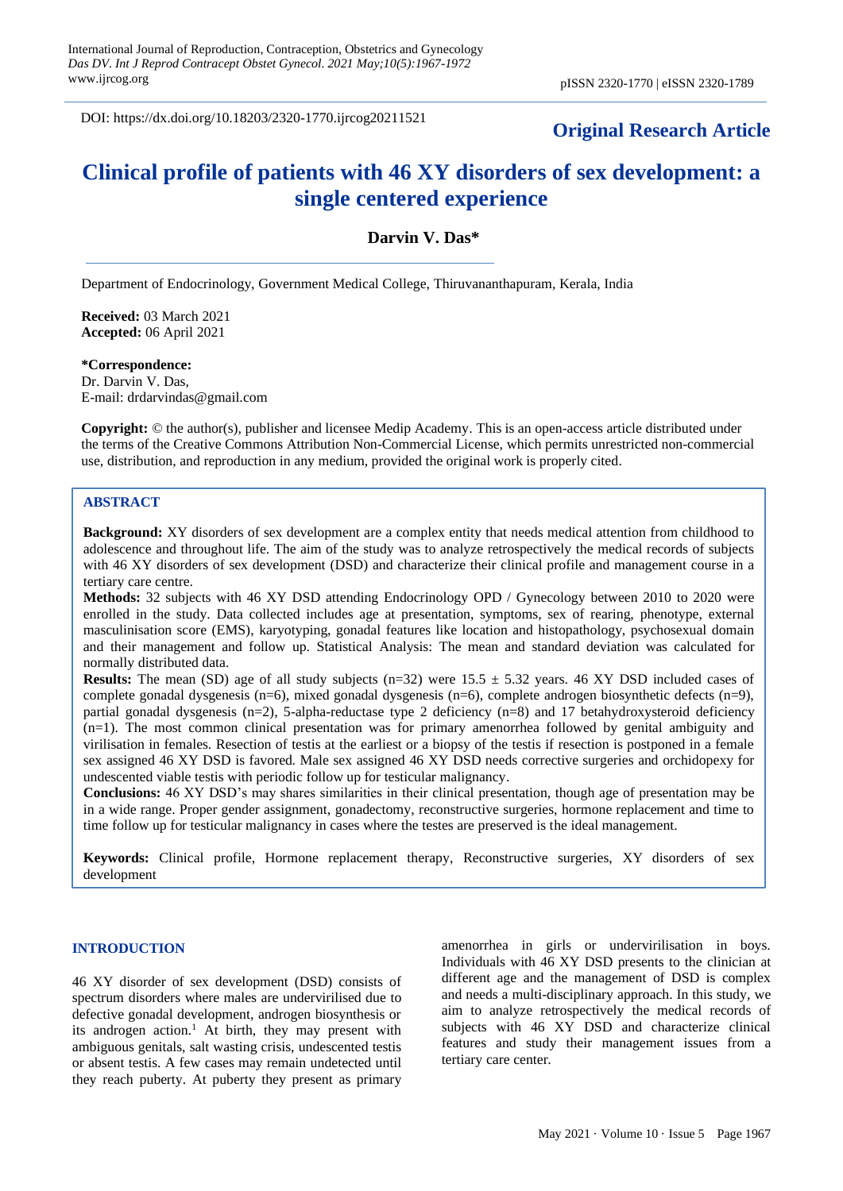DOI: https://dx.doi.org/10.18203/2320-1770.ijrcog20211521

**Original Research Article**

# Clinical profile of patients with 46 XY disorders of sex development: a single centered experience

**Darvin V. Das***

Department of Endocrinology, Government Medical College, Thiruvananthapuram, Kerala, India

**Received:** 03 March 2021
**Accepted:** 06 April 2021

**\*Correspondence:**
Dr. Darvin V. Das,
E-mail: drdarvindas@gmail.com

**Copyright:** © the author(s), publisher and licensee Medip Academy. This is an open-access article distributed under the terms of the Creative Commons Attribution Non-Commercial License, which permits unrestricted non-commercial use, distribution, and reproduction in any medium, provided the original work is properly cited.

## ABSTRACT

**Background:** XY disorders of sex development are a complex entity that needs medical attention from childhood to adolescence and throughout life. The aim of the study was to analyze retrospectively the medical records of subjects with 46 XY disorders of sex development (DSD) and characterize their clinical profile and management course in a tertiary care centre.

**Methods:** 32 subjects with 46 XY DSD attending Endocrinology OPD / Gynecology between 2010 to 2020 were enrolled in the study. Data collected includes age at presentation, symptoms, sex of rearing, phenotype, external masculinisation score (EMS), karyotyping, gonadal features like location and histopathology, psychosexual domain and their management and follow up. Statistical Analysis: The mean and standard deviation was calculated for normally distributed data.

**Results:** The mean (SD) age of all study subjects (n=32) were 15.5 ± 5.32 years. 46 XY DSD included cases of complete gonadal dysgenesis (n=6), mixed gonadal dysgenesis (n=6), complete androgen biosynthetic defects (n=9), partial gonadal dysgenesis (n=2), 5-alpha-reductase type 2 deficiency (n=8) and 17 betahydroxysteroid deficiency (n=1). The most common clinical presentation was for primary amenorrhea followed by genital ambiguity and virilisation in females. Resection of testis at the earliest or a biopsy of the testis if resection is postponed in a female sex assigned 46 XY DSD is favored. Male sex assigned 46 XY DSD needs corrective surgeries and orchidopexy for undescented viable testis with periodic follow up for testicular malignancy.

**Conclusions:** 46 XY DSD's may shares similarities in their clinical presentation, though age of presentation may be in a wide range. Proper gender assignment, gonadectomy, reconstructive surgeries, hormone replacement and time to time follow up for testicular malignancy in cases where the testes are preserved is the ideal management.

**Keywords:** Clinical profile, Hormone replacement therapy, Reconstructive surgeries, XY disorders of sex development

## INTRODUCTION

46 XY disorder of sex development (DSD) consists of spectrum disorders where males are undervirilised due to defective gonadal development, androgen biosynthesis or its androgen action.[1] At birth, they may present with ambiguous genitals, salt wasting crisis, undescented testis or absent testis. A few cases may remain undetected until they reach puberty. At puberty they present as primary amenorrhea in girls or undervirilisation in boys. Individuals with 46 XY DSD presents to the clinician at different age and the management of DSD is complex and needs a multi-disciplinary approach. In this study, we aim to analyze retrospectively the medical records of subjects with 46 XY DSD and characterize clinical features and study their management issues from a tertiary care center.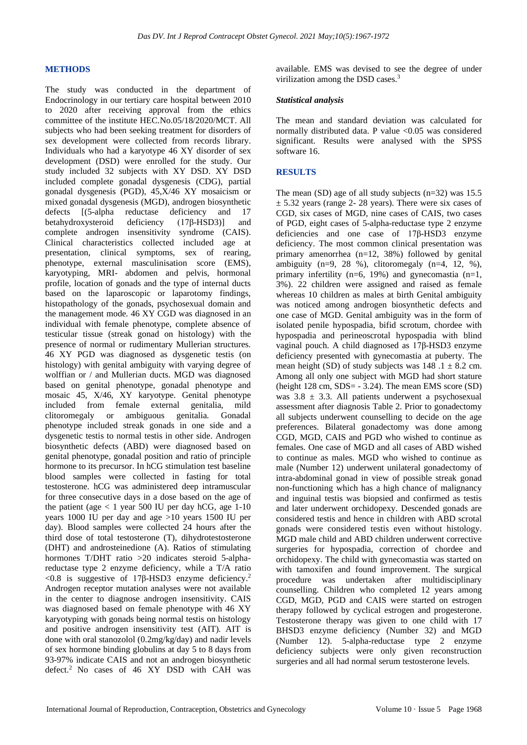## METHODS

The study was conducted in the department of Endocrinology in our tertiary care hospital between 2010 to 2020 after receiving approval from the ethics committee of the institute HEC.No.05/18/2020/MCT. All subjects who had been seeking treatment for disorders of sex development were collected from records library. Individuals who had a karyotype 46 XY disorder of sex development (DSD) were enrolled for the study. Our study included 32 subjects with XY DSD. XY DSD included complete gonadal dysgenesis (CDG), partial gonadal dysgenesis (PGD), 45,X/46 XY mosaicism or mixed gonadal dysgenesis (MGD), androgen biosynthetic defects [(5-alpha reductase deficiency and 17 betahydroxysteroid deficiency (17β-HSD3)] and complete androgen insensitivity syndrome (CAIS). Clinical characteristics collected included age at presentation, clinical symptoms, sex of rearing, phenotype, external masculinisation score (EMS), karyotyping, MRI- abdomen and pelvis, hormonal profile, location of gonads and the type of internal ducts based on the laparoscopic or laparotomy findings, histopathology of the gonads, psychosexual domain and the management mode. 46 XY CGD was diagnosed in an individual with female phenotype, complete absence of testicular tissue (streak gonad on histology) with the presence of normal or rudimentary Mullerian structures. 46 XY PGD was diagnosed as dysgenetic testis (on histology) with genital ambiguity with varying degree of wolffian or / and Mullerian ducts. MGD was diagnosed based on genital phenotype, gonadal phenotype and mosaic 45, X/46, XY karyotype. Genital phenotype included from female external genitalia, mild clitoromegaly or ambiguous genitalia. Gonadal phenotype included streak gonads in one side and a dysgenetic testis to normal testis in other side. Androgen biosynthetic defects (ABD) were diagnosed based on genital phenotype, gonadal position and ratio of principle hormone to its precursor. In hCG stimulation test baseline blood samples were collected in fasting for total testosterone. hCG was administered deep intramuscular for three consecutive days in a dose based on the age of the patient (age < 1 year 500 IU per day hCG, age 1-10 years 1000 IU per day and age >10 years 1500 IU per day). Blood samples were collected 24 hours after the third dose of total testosterone (T), dihydrotestosterone (DHT) and androsteinedione (A). Ratios of stimulating hormones T/DHT ratio >20 indicates steroid 5-alpha-reductase type 2 enzyme deficiency, while a T/A ratio <0.8 is suggestive of 17β-HSD3 enzyme deficiency.[2] Androgen receptor mutation analyses were not available in the center to diagnose androgen insensitivity. CAIS was diagnosed based on female phenotype with 46 XY karyotyping with gonads being normal testis on histology and positive androgen insensitivity test (AIT). AIT is done with oral stanozolol (0.2mg/kg/day) and nadir levels of sex hormone binding globulins at day 5 to 8 days from 93-97% indicate CAIS and not an androgen biosynthetic defect.[2] No cases of 46 XY DSD with CAH was available. EMS was devised to see the degree of under virilization among the DSD cases.[3]

### *Statistical analysis*

The mean and standard deviation was calculated for normally distributed data. P value <0.05 was considered significant. Results were analysed with the SPSS software 16.

## RESULTS

The mean (SD) age of all study subjects (n=32) was 15.5 ± 5.32 years (range 2- 28 years). There were six cases of CGD, six cases of MGD, nine cases of CAIS, two cases of PGD, eight cases of 5-alpha-reductase type 2 enzyme deficiencies and one case of 17β-HSD3 enzyme deficiency. The most common clinical presentation was primary amenorrhea (n=12, 38%) followed by genital ambiguity (n=9, 28 %), clitoromegaly (n=4, 12, %), primary infertility (n=6, 19%) and gynecomastia (n=1, 3%). 22 children were assigned and raised as female whereas 10 children as males at birth Genital ambiguity was noticed among androgen biosynthetic defects and one case of MGD. Genital ambiguity was in the form of isolated penile hypospadia, bifid scrotum, chordee with hypospadia and perineoscrotal hypospadia with blind vaginal pouch. A child diagnosed as 17β-HSD3 enzyme deficiency presented with gynecomastia at puberty. The mean height (SD) of study subjects was 148 .1 ± 8.2 cm. Among all only one subject with MGD had short stature (height 128 cm, SDS= - 3.24). The mean EMS score (SD) was 3.8 ± 3.3. All patients underwent a psychosexual assessment after diagnosis Table 2. Prior to gonadectomy all subjects underwent counselling to decide on the age preferences. Bilateral gonadectomy was done among CGD, MGD, CAIS and PGD who wished to continue as females. One case of MGD and all cases of ABD wished to continue as males. MGD who wished to continue as male (Number 12) underwent unilateral gonadectomy of intra-abdominal gonad in view of possible streak gonad non-functioning which has a high chance of malignancy and inguinal testis was biopsied and confirmed as testis and later underwent orchidopexy. Descended gonads are considered testis and hence in children with ABD scrotal gonads were considered testis even without histology. MGD male child and ABD children underwent corrective surgeries for hypospadia, correction of chordee and orchidopexy. The child with gynecomastia was started on with tamoxifen and found improvement. The surgical procedure was undertaken after multidisciplinary counselling. Children who completed 12 years among CGD, MGD, PGD and CAIS were started on estrogen therapy followed by cyclical estrogen and progesterone. Testosterone therapy was given to one child with 17 BHSD3 enzyme deficiency (Number 32) and MGD (Number 12). 5-alpha-reductase type 2 enzyme deficiency subjects were only given reconstruction surgeries and all had normal serum testosterone levels.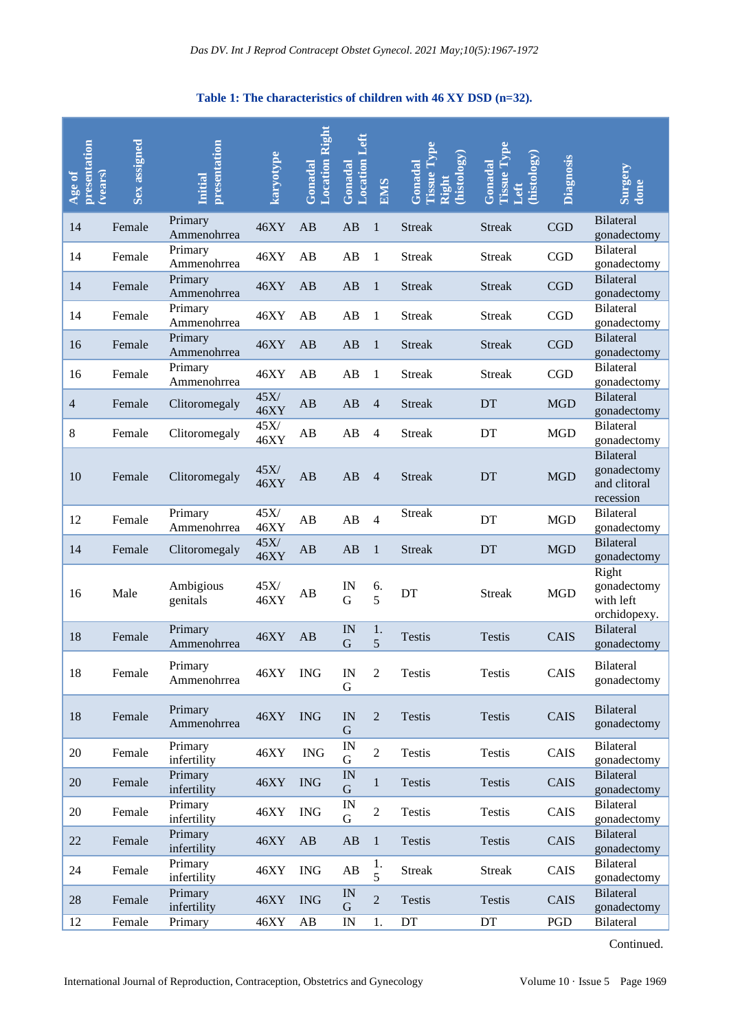**Table 1: The characteristics of children with 46 XY DSD (n=32).**

| Age of presentation (years) | Sex assigned | Initial presentation | karyotype | Gonadal Location Right | Gonadal Location Left | EMS | Gonadal Tissue Type Right (histology) | Gonadal Tissue Type Left (histology) | Diagnosis | Surgery done |
|---|---|---|---|---|---|---|---|---|---|---|
| 14 | Female | Primary Ammenohrrea | 46XY | AB | AB | 1 | Streak | Streak | CGD | Bilateral gonadectomy |
| 14 | Female | Primary Ammenohrrea | 46XY | AB | AB | 1 | Streak | Streak | CGD | Bilateral gonadectomy |
| 14 | Female | Primary Ammenohrrea | 46XY | AB | AB | 1 | Streak | Streak | CGD | Bilateral gonadectomy |
| 14 | Female | Primary Ammenohrrea | 46XY | AB | AB | 1 | Streak | Streak | CGD | Bilateral gonadectomy |
| 16 | Female | Primary Ammenohrrea | 46XY | AB | AB | 1 | Streak | Streak | CGD | Bilateral gonadectomy |
| 16 | Female | Primary Ammenohrrea | 46XY | AB | AB | 1 | Streak | Streak | CGD | Bilateral gonadectomy |
| 4 | Female | Clitoromegaly | 45X/ 46XY | AB | AB | 4 | Streak | DT | MGD | Bilateral gonadectomy |
| 8 | Female | Clitoromegaly | 45X/ 46XY | AB | AB | 4 | Streak | DT | MGD | Bilateral gonadectomy |
| 10 | Female | Clitoromegaly | 45X/ 46XY | AB | AB | 4 | Streak | DT | MGD | Bilateral gonadectomy and clitoral recession |
| 12 | Female | Primary Ammenohrrea | 45X/ 46XY | AB | AB | 4 | Streak | DT | MGD | Bilateral gonadectomy |
| 14 | Female | Clitoromegaly | 45X/ 46XY | AB | AB | 1 | Streak | DT | MGD | Bilateral gonadectomy |
| 16 | Male | Ambigious genitals | 45X/ 46XY | AB | ING | 6.5 | DT | Streak | MGD | Right gonadectomy with left orchidopexy. |
| 18 | Female | Primary Ammenohrrea | 46XY | AB | ING | 1.5 | Testis | Testis | CAIS | Bilateral gonadectomy |
| 18 | Female | Primary Ammenohrrea | 46XY | ING | ING | 2 | Testis | Testis | CAIS | Bilateral gonadectomy |
| 18 | Female | Primary Ammenohrrea | 46XY | ING | ING | 2 | Testis | Testis | CAIS | Bilateral gonadectomy |
| 20 | Female | Primary infertility | 46XY | ING | ING | 2 | Testis | Testis | CAIS | Bilateral gonadectomy |
| 20 | Female | Primary infertility | 46XY | ING | ING | 1 | Testis | Testis | CAIS | Bilateral gonadectomy |
| 20 | Female | Primary infertility | 46XY | ING | ING | 2 | Testis | Testis | CAIS | Bilateral gonadectomy |
| 22 | Female | Primary infertility | 46XY | AB | AB | 1 | Testis | Testis | CAIS | Bilateral gonadectomy |
| 24 | Female | Primary infertility | 46XY | ING | AB | 1.5 | Streak | Streak | CAIS | Bilateral gonadectomy |
| 28 | Female | Primary infertility | 46XY | ING | ING | 2 | Testis | Testis | CAIS | Bilateral gonadectomy |
| 12 | Female | Primary | 46XY | AB | IN | 1. | DT | DT | PGD | Bilateral |

Continued.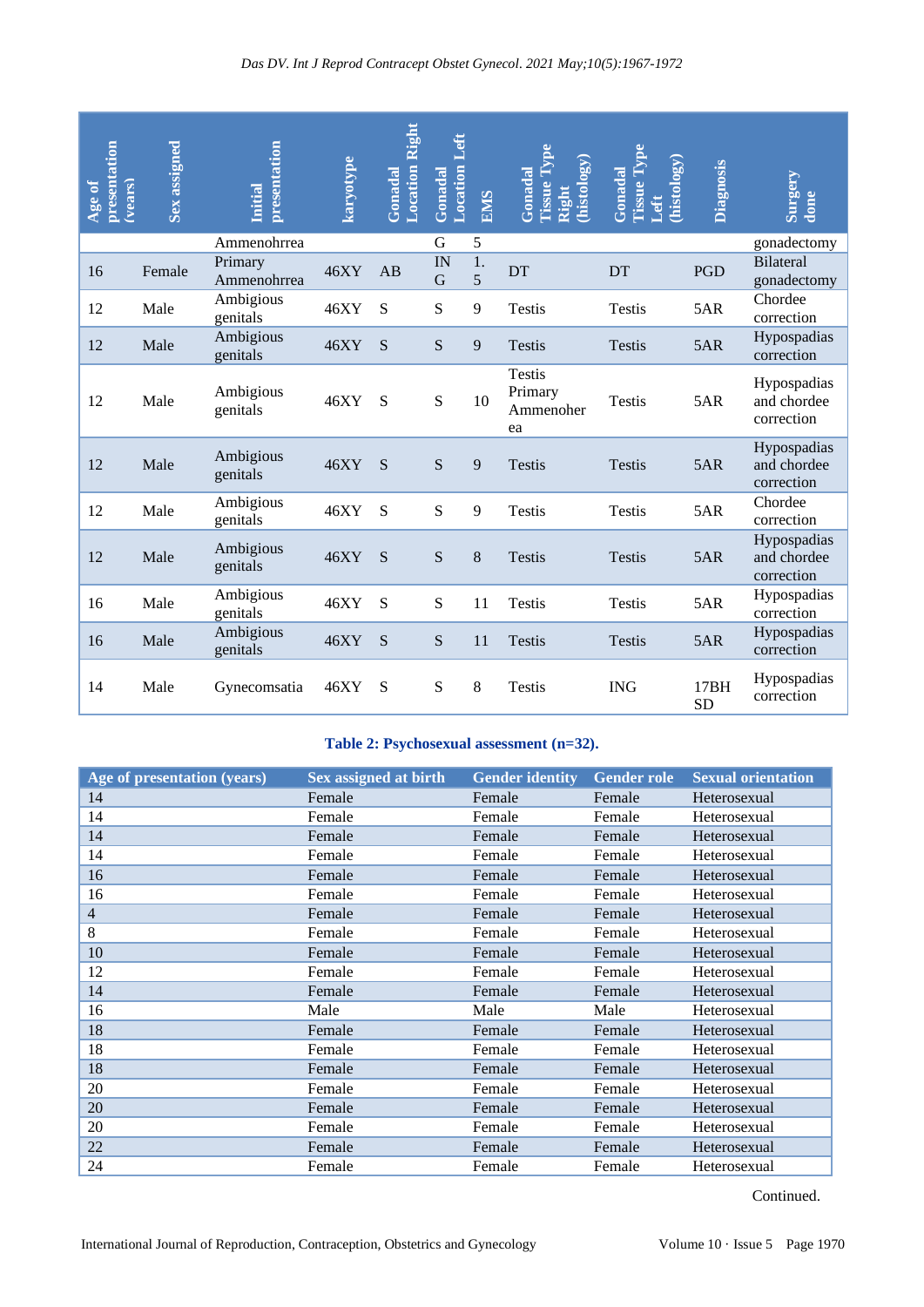| Age of presentation (years) | Sex assigned | Initial presentation | karyotype | Gonadal Location Right | Gonadal Location Left | EMS | Gonadal Tissue Type Right (histology) | Gonadal Tissue Type Left (histology) | Diagnosis | Surgery done |
|---|---|---|---|---|---|---|---|---|---|---|
| | | Ammenohrrea | | | G | 5 | | | | gonadectomy |
| 16 | Female | Primary Ammenohrrea | 46XY | AB | ING | 1.5 | DT | DT | PGD | Bilateral gonadectomy |
| 12 | Male | Ambigious genitals | 46XY | S | S | 9 | Testis | Testis | 5AR | Chordee correction |
| 12 | Male | Ambigious genitals | 46XY | S | S | 9 | Testis | Testis | 5AR | Hypospadias correction |
| 12 | Male | Ambigious genitals | 46XY | S | S | 10 | Testis Primary Ammenoherea | Testis | 5AR | Hypospadias and chordee correction |
| 12 | Male | Ambigious genitals | 46XY | S | S | 9 | Testis | Testis | 5AR | Hypospadias and chordee correction |
| 12 | Male | Ambigious genitals | 46XY | S | S | 9 | Testis | Testis | 5AR | Chordee correction |
| 12 | Male | Ambigious genitals | 46XY | S | S | 8 | Testis | Testis | 5AR | Hypospadias and chordee correction |
| 16 | Male | Ambigious genitals | 46XY | S | S | 11 | Testis | Testis | 5AR | Hypospadias correction |
| 16 | Male | Ambigious genitals | 46XY | S | S | 11 | Testis | Testis | 5AR | Hypospadias correction |
| 14 | Male | Gynecomsatia | 46XY | S | S | 8 | Testis | ING | 17BHSD | Hypospadias correction |

**Table 2: Psychosexual assessment (n=32).**

| Age of presentation (years) | Sex assigned at birth | Gender identity | Gender role | Sexual orientation |
|---|---|---|---|---|
| 14 | Female | Female | Female | Heterosexual |
| 14 | Female | Female | Female | Heterosexual |
| 14 | Female | Female | Female | Heterosexual |
| 14 | Female | Female | Female | Heterosexual |
| 16 | Female | Female | Female | Heterosexual |
| 16 | Female | Female | Female | Heterosexual |
| 4 | Female | Female | Female | Heterosexual |
| 8 | Female | Female | Female | Heterosexual |
| 10 | Female | Female | Female | Heterosexual |
| 12 | Female | Female | Female | Heterosexual |
| 14 | Female | Female | Female | Heterosexual |
| 16 | Male | Male | Male | Heterosexual |
| 18 | Female | Female | Female | Heterosexual |
| 18 | Female | Female | Female | Heterosexual |
| 18 | Female | Female | Female | Heterosexual |
| 20 | Female | Female | Female | Heterosexual |
| 20 | Female | Female | Female | Heterosexual |
| 20 | Female | Female | Female | Heterosexual |
| 22 | Female | Female | Female | Heterosexual |
| 24 | Female | Female | Female | Heterosexual |

Continued.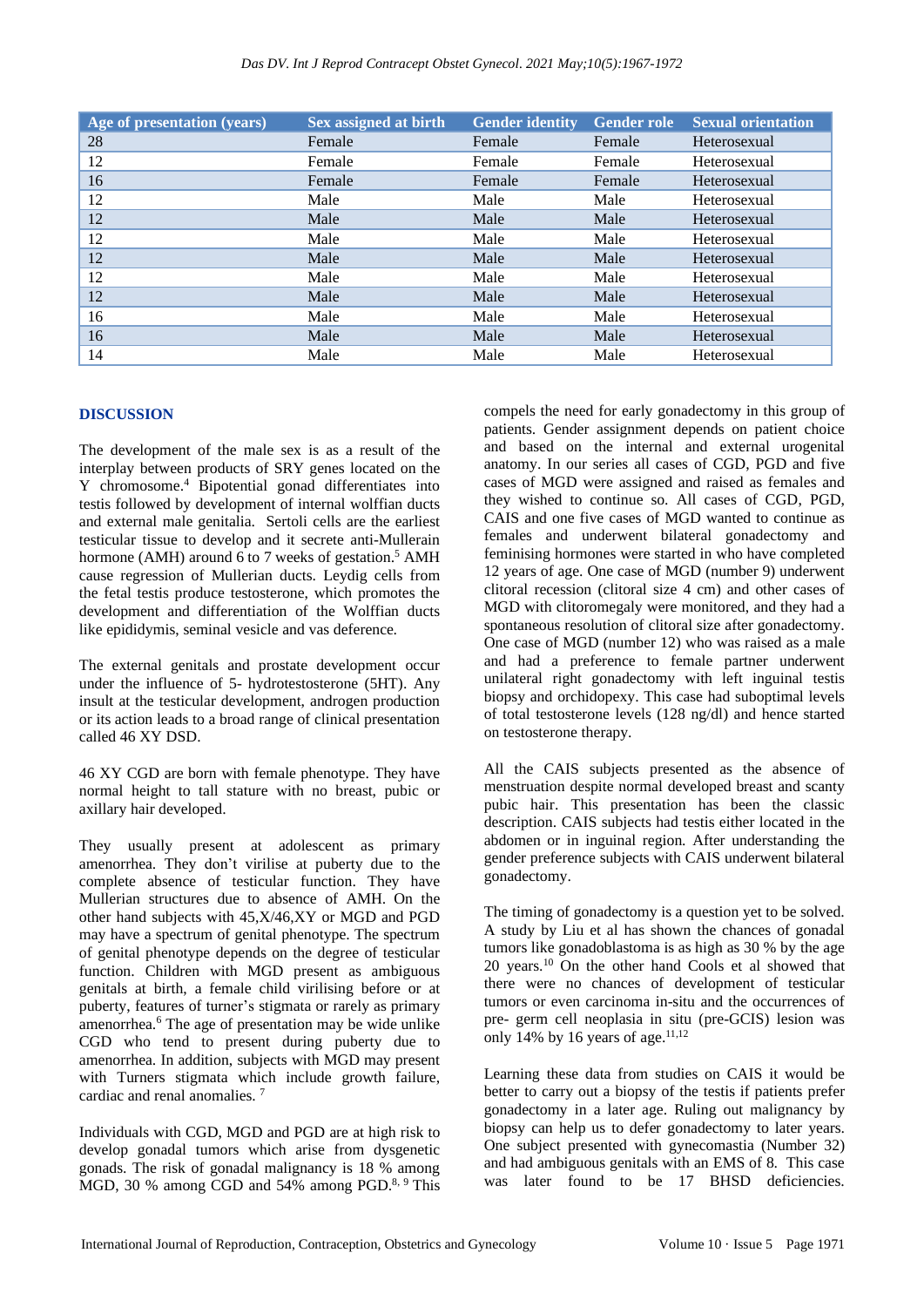| Age of presentation (years) | Sex assigned at birth | Gender identity | Gender role | Sexual orientation |
|---|---|---|---|---|
| 28 | Female | Female | Female | Heterosexual |
| 12 | Female | Female | Female | Heterosexual |
| 16 | Female | Female | Female | Heterosexual |
| 12 | Male | Male | Male | Heterosexual |
| 12 | Male | Male | Male | Heterosexual |
| 12 | Male | Male | Male | Heterosexual |
| 12 | Male | Male | Male | Heterosexual |
| 12 | Male | Male | Male | Heterosexual |
| 12 | Male | Male | Male | Heterosexual |
| 16 | Male | Male | Male | Heterosexual |
| 16 | Male | Male | Male | Heterosexual |
| 14 | Male | Male | Male | Heterosexual |

## DISCUSSION

The development of the male sex is as a result of the interplay between products of SRY genes located on the Y chromosome.[4] Bipotential gonad differentiates into testis followed by development of internal wolffian ducts and external male genitalia. Sertoli cells are the earliest testicular tissue to develop and it secrete anti-Mullerain hormone (AMH) around 6 to 7 weeks of gestation.[5] AMH cause regression of Mullerian ducts. Leydig cells from the fetal testis produce testosterone, which promotes the development and differentiation of the Wolffian ducts like epididymis, seminal vesicle and vas deference.

The external genitals and prostate development occur under the influence of 5- hydrotestosterone (5HT). Any insult at the testicular development, androgen production or its action leads to a broad range of clinical presentation called 46 XY DSD.

46 XY CGD are born with female phenotype. They have normal height to tall stature with no breast, pubic or axillary hair developed.

They usually present at adolescent as primary amenorrhea. They don't virilise at puberty due to the complete absence of testicular function. They have Mullerian structures due to absence of AMH. On the other hand subjects with 45,X/46,XY or MGD and PGD may have a spectrum of genital phenotype. The spectrum of genital phenotype depends on the degree of testicular function. Children with MGD present as ambiguous genitals at birth, a female child virilising before or at puberty, features of turner's stigmata or rarely as primary amenorrhea.[6] The age of presentation may be wide unlike CGD who tend to present during puberty due to amenorrhea. In addition, subjects with MGD may present with Turners stigmata which include growth failure, cardiac and renal anomalies.[7]

Individuals with CGD, MGD and PGD are at high risk to develop gonadal tumors which arise from dysgenetic gonads. The risk of gonadal malignancy is 18 % among MGD, 30 % among CGD and 54% among PGD.[8,9] This compels the need for early gonadectomy in this group of patients. Gender assignment depends on patient choice and based on the internal and external urogenital anatomy. In our series all cases of CGD, PGD and five cases of MGD were assigned and raised as females and they wished to continue so. All cases of CGD, PGD, CAIS and one five cases of MGD wanted to continue as females and underwent bilateral gonadectomy and feminising hormones were started in who have completed 12 years of age. One case of MGD (number 9) underwent clitoral recession (clitoral size 4 cm) and other cases of MGD with clitoromegaly were monitored, and they had a spontaneous resolution of clitoral size after gonadectomy. One case of MGD (number 12) who was raised as a male and had a preference to female partner underwent unilateral right gonadectomy with left inguinal testis biopsy and orchidopexy. This case had suboptimal levels of total testosterone levels (128 ng/dl) and hence started on testosterone therapy.

All the CAIS subjects presented as the absence of menstruation despite normal developed breast and scanty pubic hair. This presentation has been the classic description. CAIS subjects had testis either located in the abdomen or in inguinal region. After understanding the gender preference subjects with CAIS underwent bilateral gonadectomy.

The timing of gonadectomy is a question yet to be solved. A study by Liu et al has shown the chances of gonadal tumors like gonadoblastoma is as high as 30 % by the age 20 years.[10] On the other hand Cools et al showed that there were no chances of development of testicular tumors or even carcinoma in-situ and the occurrences of pre- germ cell neoplasia in situ (pre-GCIS) lesion was only 14% by 16 years of age.[11,12]

Learning these data from studies on CAIS it would be better to carry out a biopsy of the testis if patients prefer gonadectomy in a later age. Ruling out malignancy by biopsy can help us to defer gonadectomy to later years. One subject presented with gynecomastia (Number 32) and had ambiguous genitals with an EMS of 8. This case was later found to be 17 BHSD deficiencies.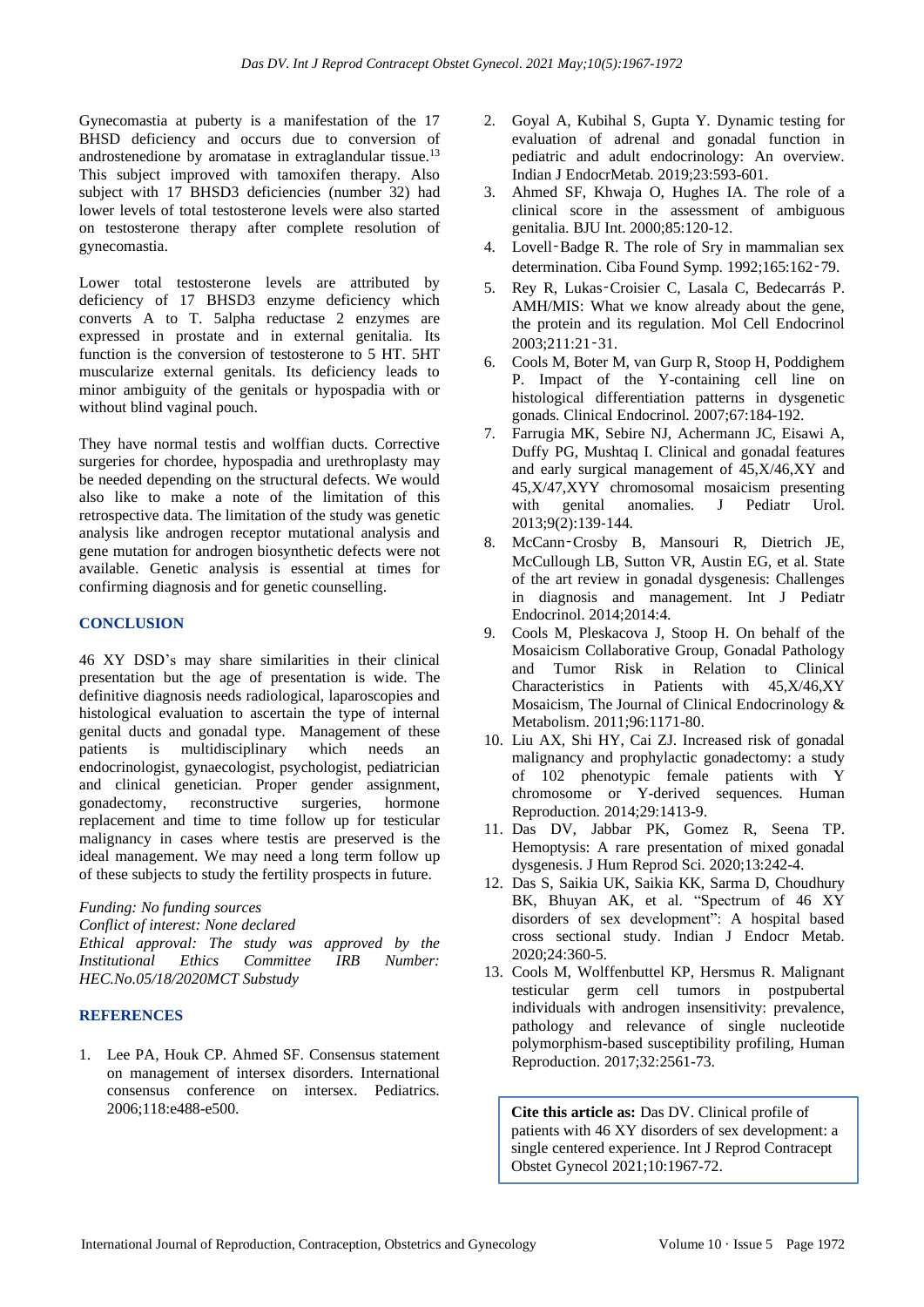Gynecomastia at puberty is a manifestation of the 17 BHSD deficiency and occurs due to conversion of androstenedione by aromatase in extraglandular tissue.[13] This subject improved with tamoxifen therapy. Also subject with 17 BHSD3 deficiencies (number 32) had lower levels of total testosterone levels were also started on testosterone therapy after complete resolution of gynecomastia.

Lower total testosterone levels are attributed by deficiency of 17 BHSD3 enzyme deficiency which converts A to T. 5alpha reductase 2 enzymes are expressed in prostate and in external genitalia. Its function is the conversion of testosterone to 5 HT. 5HT muscularize external genitals. Its deficiency leads to minor ambiguity of the genitals or hypospadia with or without blind vaginal pouch.

They have normal testis and wolffian ducts. Corrective surgeries for chordee, hypospadia and urethroplasty may be needed depending on the structural defects. We would also like to make a note of the limitation of this retrospective data. The limitation of the study was genetic analysis like androgen receptor mutational analysis and gene mutation for androgen biosynthetic defects were not available. Genetic analysis is essential at times for confirming diagnosis and for genetic counselling.

## CONCLUSION

46 XY DSD's may share similarities in their clinical presentation but the age of presentation is wide. The definitive diagnosis needs radiological, laparoscopies and histological evaluation to ascertain the type of internal genital ducts and gonadal type. Management of these patients is multidisciplinary which needs an endocrinologist, gynaecologist, psychologist, pediatrician and clinical genetician. Proper gender assignment, gonadectomy, reconstructive surgeries, hormone replacement and time to time follow up for testicular malignancy in cases where testis are preserved is the ideal management. We may need a long term follow up of these subjects to study the fertility prospects in future.

*Funding: No funding sources*
*Conflict of interest: None declared*
*Ethical approval: The study was approved by the Institutional Ethics Committee IRB Number: HEC.No.05/18/2020MCT Substudy*

## REFERENCES

1. Lee PA, Houk CP. Ahmed SF. Consensus statement on management of intersex disorders. International consensus conference on intersex. Pediatrics. 2006;118:e488-e500.
2. Goyal A, Kubihal S, Gupta Y. Dynamic testing for evaluation of adrenal and gonadal function in pediatric and adult endocrinology: An overview. Indian J EndocrMetab. 2019;23:593-601.
3. Ahmed SF, Khwaja O, Hughes IA. The role of a clinical score in the assessment of ambiguous genitalia. BJU Int. 2000;85:120-12.
4. Lovell‐Badge R. The role of Sry in mammalian sex determination. Ciba Found Symp. 1992;165:162‐79.
5. Rey R, Lukas‐Croisier C, Lasala C, Bedecarrás P. AMH/MIS: What we know already about the gene, the protein and its regulation. Mol Cell Endocrinol 2003;211:21‐31.
6. Cools M, Boter M, van Gurp R, Stoop H, Poddighem P. Impact of the Y-containing cell line on histological differentiation patterns in dysgenetic gonads. Clinical Endocrinol. 2007;67:184-192.
7. Farrugia MK, Sebire NJ, Achermann JC, Eisawi A, Duffy PG, Mushtaq I. Clinical and gonadal features and early surgical management of 45,X/46,XY and 45,X/47,XYY chromosomal mosaicism presenting with genital anomalies. J Pediatr Urol. 2013;9(2):139-144.
8. McCann‐Crosby B, Mansouri R, Dietrich JE, McCullough LB, Sutton VR, Austin EG, et al. State of the art review in gonadal dysgenesis: Challenges in diagnosis and management. Int J Pediatr Endocrinol. 2014;2014:4.
9. Cools M, Pleskacova J, Stoop H. On behalf of the Mosaicism Collaborative Group, Gonadal Pathology and Tumor Risk in Relation to Clinical Characteristics in Patients with 45,X/46,XY Mosaicism, The Journal of Clinical Endocrinology & Metabolism. 2011;96:1171-80.
10. Liu AX, Shi HY, Cai ZJ. Increased risk of gonadal malignancy and prophylactic gonadectomy: a study of 102 phenotypic female patients with Y chromosome or Y-derived sequences. Human Reproduction. 2014;29:1413-9.
11. Das DV, Jabbar PK, Gomez R, Seena TP. Hemoptysis: A rare presentation of mixed gonadal dysgenesis. J Hum Reprod Sci. 2020;13:242-4.
12. Das S, Saikia UK, Saikia KK, Sarma D, Choudhury BK, Bhuyan AK, et al. "Spectrum of 46 XY disorders of sex development": A hospital based cross sectional study. Indian J Endocr Metab. 2020;24:360-5.
13. Cools M, Wolffenbuttel KP, Hersmus R. Malignant testicular germ cell tumors in postpubertal individuals with androgen insensitivity: prevalence, pathology and relevance of single nucleotide polymorphism-based susceptibility profiling, Human Reproduction. 2017;32:2561-73.

**Cite this article as:** Das DV. Clinical profile of patients with 46 XY disorders of sex development: a single centered experience. Int J Reprod Contracept Obstet Gynecol 2021;10:1967-72.